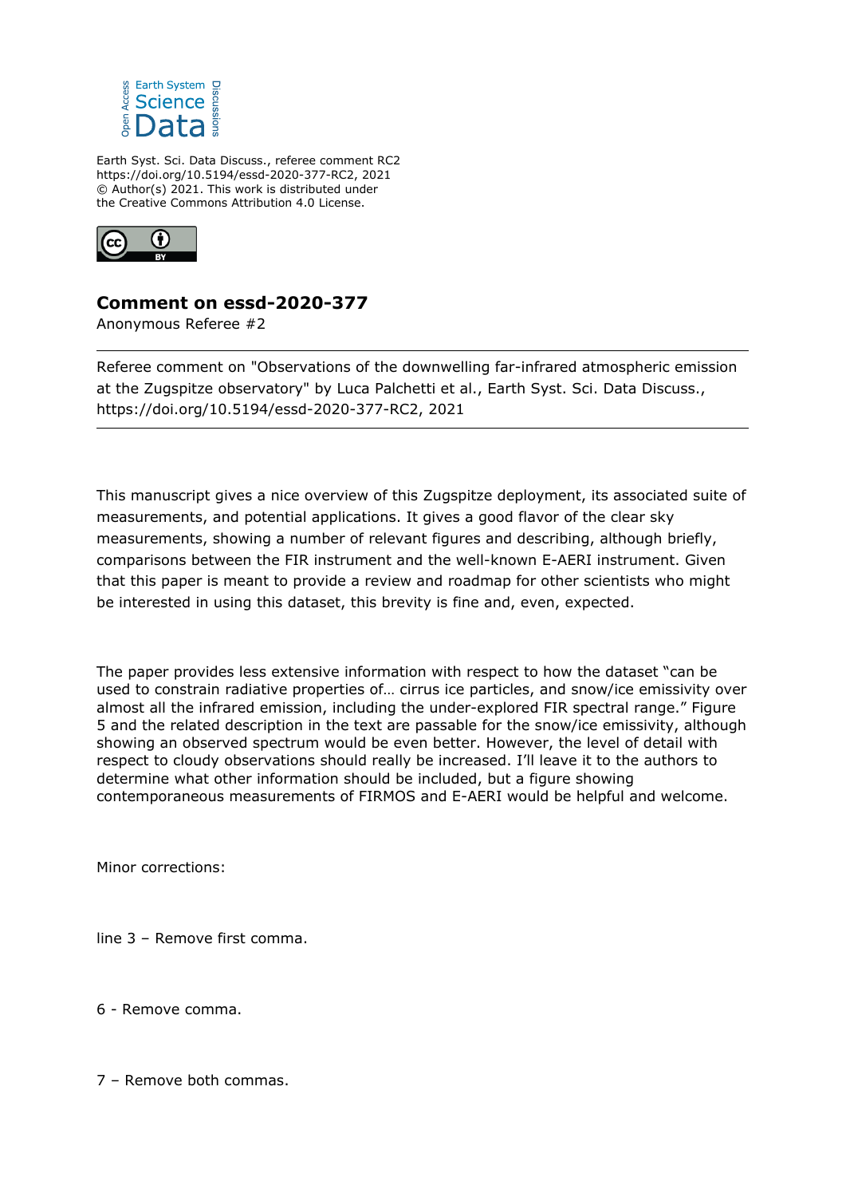Earth Syst. Sci. Data Discuss., referee comment RC2
https://doi.org/10.5194/essd-2020-377-RC2, 2021
© Author(s) 2021. This work is distributed under
the Creative Commons Attribution 4.0 License.

# Comment on essd-2020-377

Anonymous Referee #2

---

Referee comment on "Observations of the downwelling far-infrared atmospheric emission at the Zugspitze observatory" by Luca Palchetti et al., Earth Syst. Sci. Data Discuss., https://doi.org/10.5194/essd-2020-377-RC2, 2021

---

This manuscript gives a nice overview of this Zugspitze deployment, its associated suite of measurements, and potential applications. It gives a good flavor of the clear sky measurements, showing a number of relevant figures and describing, although briefly, comparisons between the FIR instrument and the well-known E-AERI instrument. Given that this paper is meant to provide a review and roadmap for other scientists who might be interested in using this dataset, this brevity is fine and, even, expected.

The paper provides less extensive information with respect to how the dataset "can be used to constrain radiative properties of… cirrus ice particles, and snow/ice emissivity over almost all the infrared emission, including the under-explored FIR spectral range." Figure 5 and the related description in the text are passable for the snow/ice emissivity, although showing an observed spectrum would be even better. However, the level of detail with respect to cloudy observations should really be increased. I'll leave it to the authors to determine what other information should be included, but a figure showing contemporaneous measurements of FIRMOS and E-AERI would be helpful and welcome.

Minor corrections:

line 3 – Remove first comma.

6 - Remove comma.

7 – Remove both commas.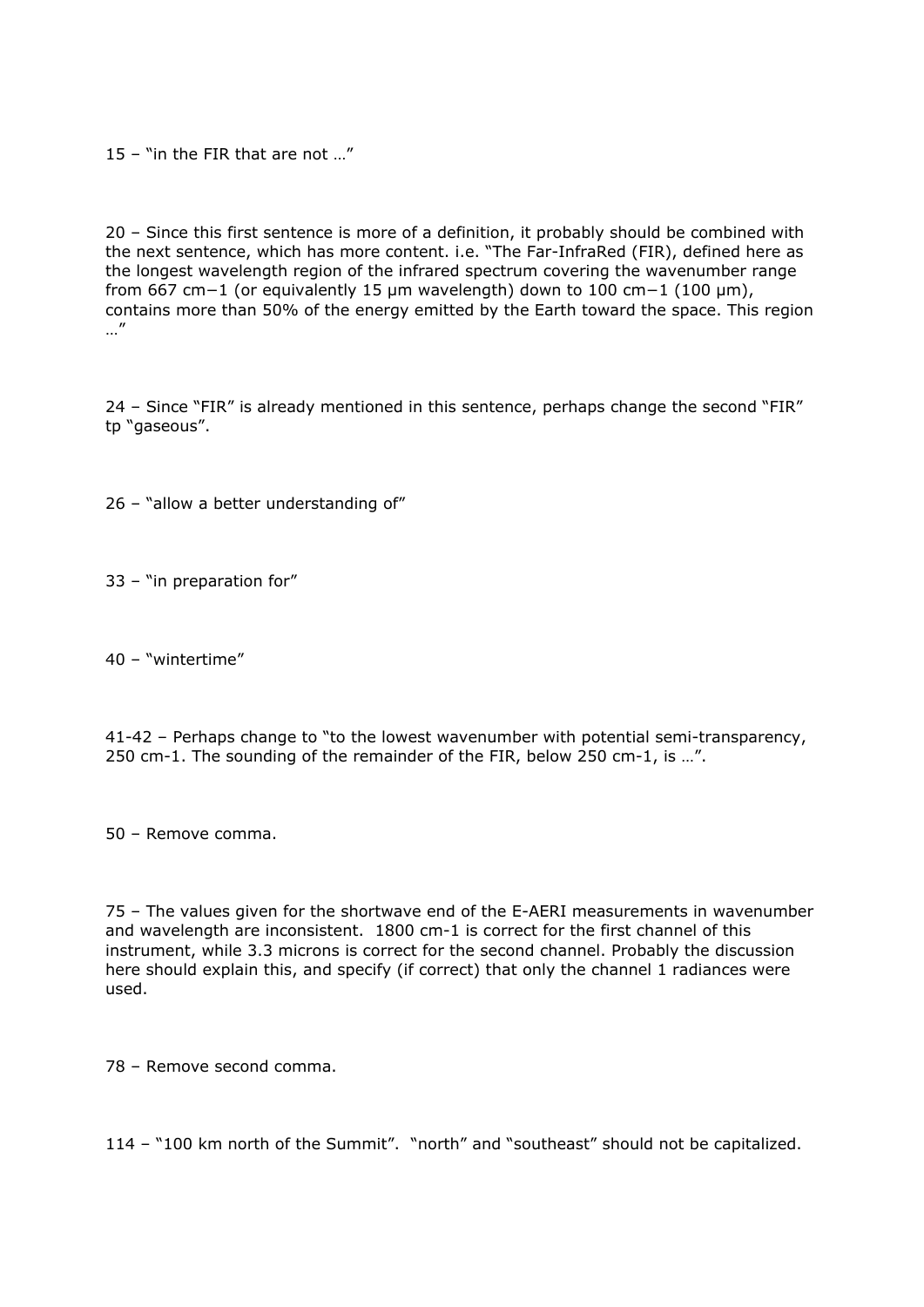15 – “in the FIR that are not …”

20 – Since this first sentence is more of a definition, it probably should be combined with the next sentence, which has more content. i.e. “The Far-InfraRed (FIR), defined here as the longest wavelength region of the infrared spectrum covering the wavenumber range from 667 cm−1 (or equivalently 15 μm wavelength) down to 100 cm−1 (100 μm), contains more than 50% of the energy emitted by the Earth toward the space. This region …”

24 – Since “FIR” is already mentioned in this sentence, perhaps change the second “FIR” tp “gaseous”.

26 – “allow a better understanding of”

33 – “in preparation for”

40 – “wintertime”

41-42 – Perhaps change to “to the lowest wavenumber with potential semi-transparency, 250 cm-1. The sounding of the remainder of the FIR, below 250 cm-1, is …”.

50 – Remove comma.

75 – The values given for the shortwave end of the E-AERI measurements in wavenumber and wavelength are inconsistent. 1800 cm-1 is correct for the first channel of this instrument, while 3.3 microns is correct for the second channel. Probably the discussion here should explain this, and specify (if correct) that only the channel 1 radiances were used.

78 – Remove second comma.

114 – “100 km north of the Summit”. “north” and “southeast” should not be capitalized.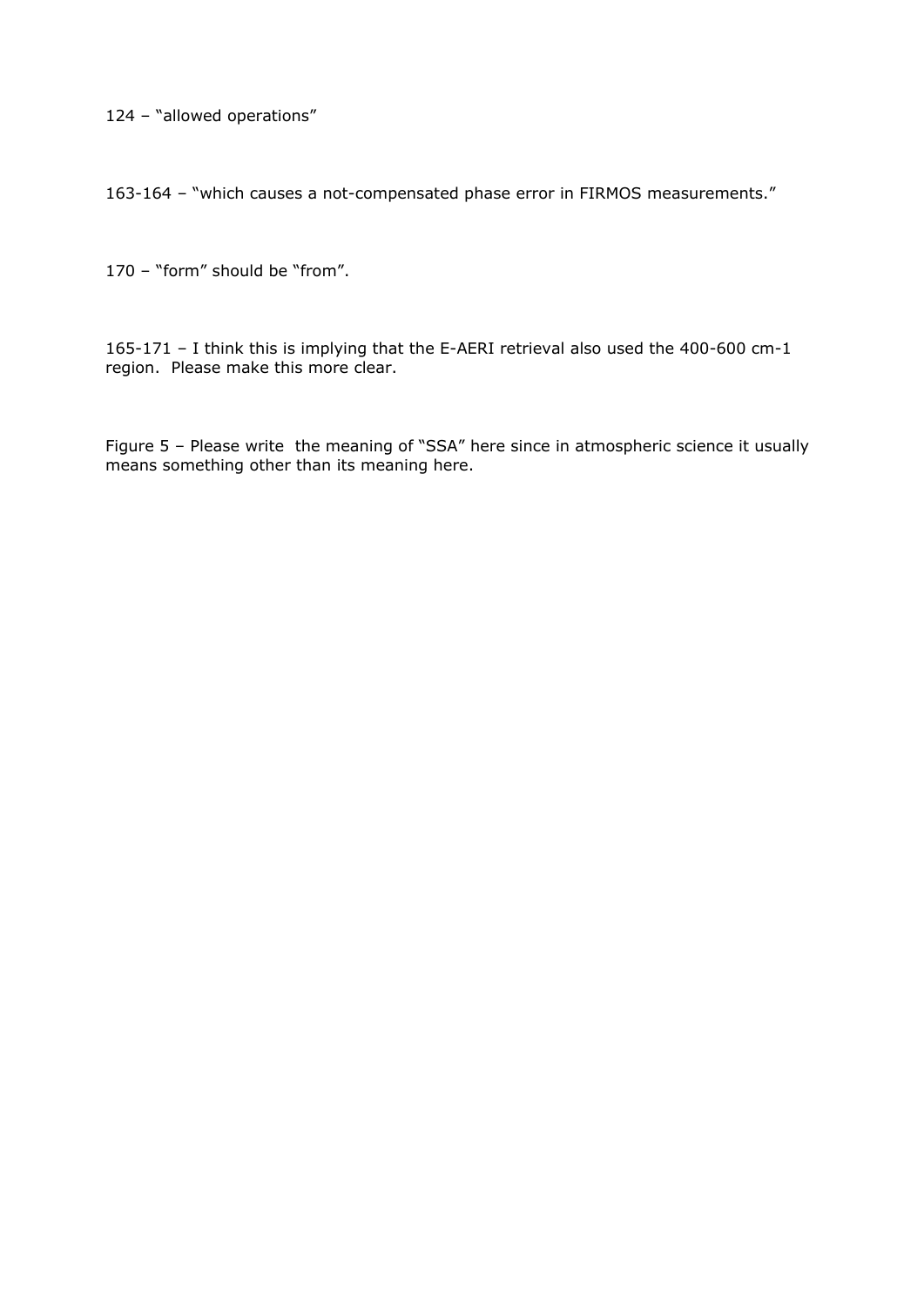124 – “allowed operations”

163-164 – “which causes a not-compensated phase error in FIRMOS measurements.”

170 – “form” should be “from”.

165-171 – I think this is implying that the E-AERI retrieval also used the 400-600 cm-1 region. Please make this more clear.

Figure 5 – Please write the meaning of “SSA” here since in atmospheric science it usually means something other than its meaning here.